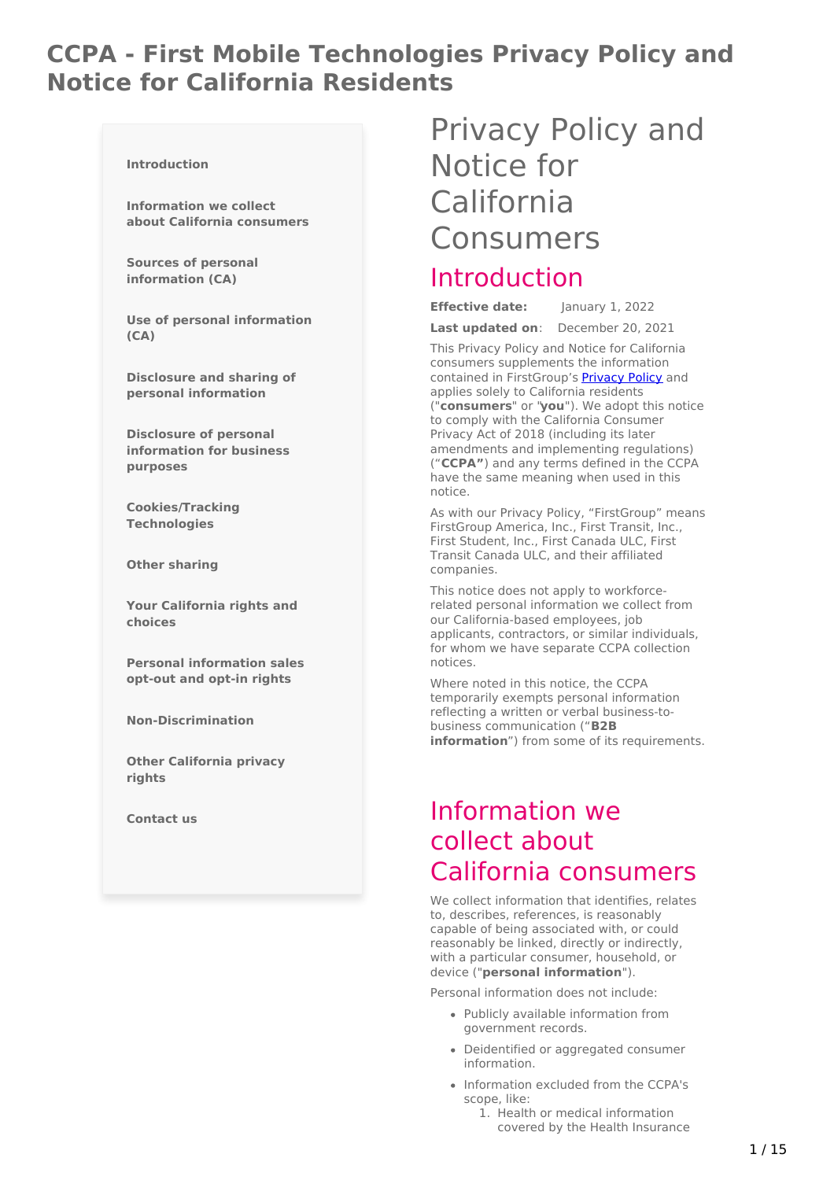# CCPA - First Mobile Technologies Privacy Policy and Notice for California Residents

- Introduction
- Information we collect about California consumers
- Sources of personal information (CA)
- Use of personal information (CA)
- Disclosure and sharing of personal information
- Disclosure of personal information for business purposes
- Cookies/Tracking Technologies
- Other sharing
- Your California rights and choices
- Personal information sales opt-out and opt-in rights
- Non-Discrimination
- Other California privacy rights
- Contact us

# Privacy Policy and Notice for California Consumers

## Introduction

**Effective date:** January 1, 2022

**Last updated on**: December 20, 2021

This Privacy Policy and Notice for California consumers supplements the information contained in FirstGroup's [Privacy Policy] and applies solely to California residents ("**consumers**" or "**you**"). We adopt this notice to comply with the California Consumer Privacy Act of 2018 (including its later amendments and implementing regulations) ("**CCPA"**) and any terms defined in the CCPA have the same meaning when used in this notice.

As with our Privacy Policy, "FirstGroup" means FirstGroup America, Inc., First Transit, Inc., First Student, Inc., First Canada ULC, First Transit Canada ULC, and their affiliated companies.

This notice does not apply to workforce-related personal information we collect from our California-based employees, job applicants, contractors, or similar individuals, for whom we have separate CCPA collection notices.

Where noted in this notice, the CCPA temporarily exempts personal information reflecting a written or verbal business-to-business communication ("**B2B information**") from some of its requirements.

## Information we collect about California consumers

We collect information that identifies, relates to, describes, references, is reasonably capable of being associated with, or could reasonably be linked, directly or indirectly, with a particular consumer, household, or device ("**personal information**").

Personal information does not include:

- Publicly available information from government records.
- Deidentified or aggregated consumer information.
- Information excluded from the CCPA's scope, like:
  1. Health or medical information covered by the Health Insurance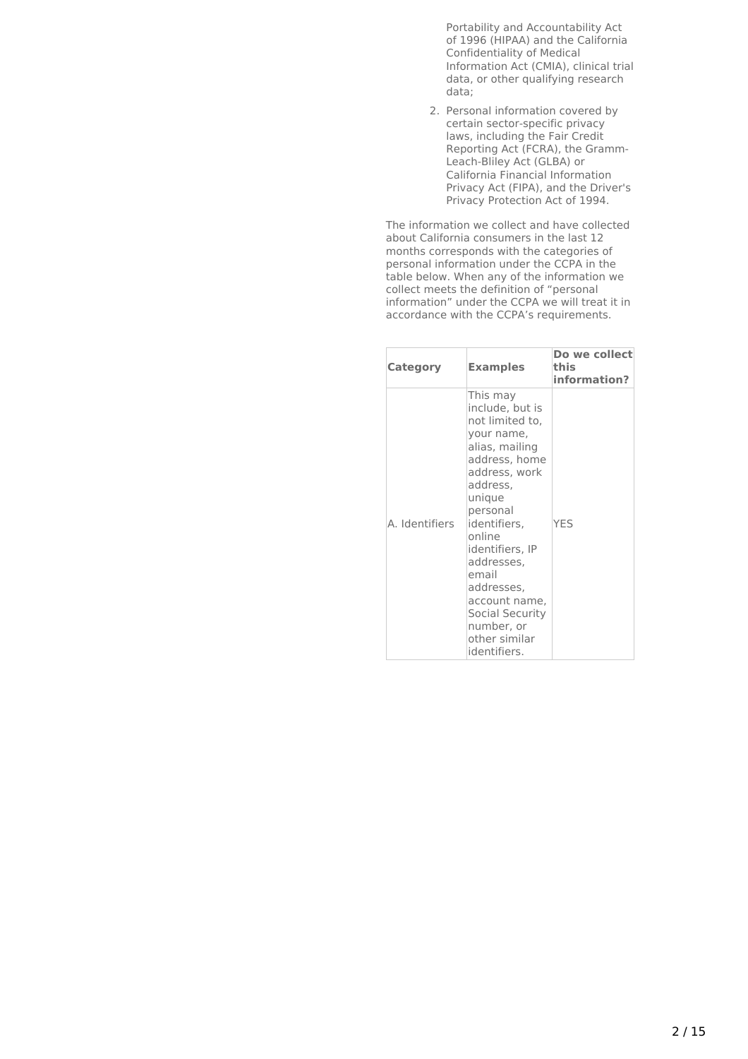Portability and Accountability Act of 1996 (HIPAA) and the California Confidentiality of Medical Information Act (CMIA), clinical trial data, or other qualifying research data;

2. Personal information covered by certain sector-specific privacy laws, including the Fair Credit Reporting Act (FCRA), the Gramm-Leach-Bliley Act (GLBA) or California Financial Information Privacy Act (FIPA), and the Driver's Privacy Protection Act of 1994.

The information we collect and have collected about California consumers in the last 12 months corresponds with the categories of personal information under the CCPA in the table below. When any of the information we collect meets the definition of "personal information" under the CCPA we will treat it in accordance with the CCPA's requirements.

| Category | Examples | Do we collect this information? |
| --- | --- | --- |
| A. Identifiers | This may include, but is not limited to, your name, alias, mailing address, home address, work address, unique personal identifiers, online identifiers, IP addresses, email addresses, account name, Social Security number, or other similar identifiers. | YES |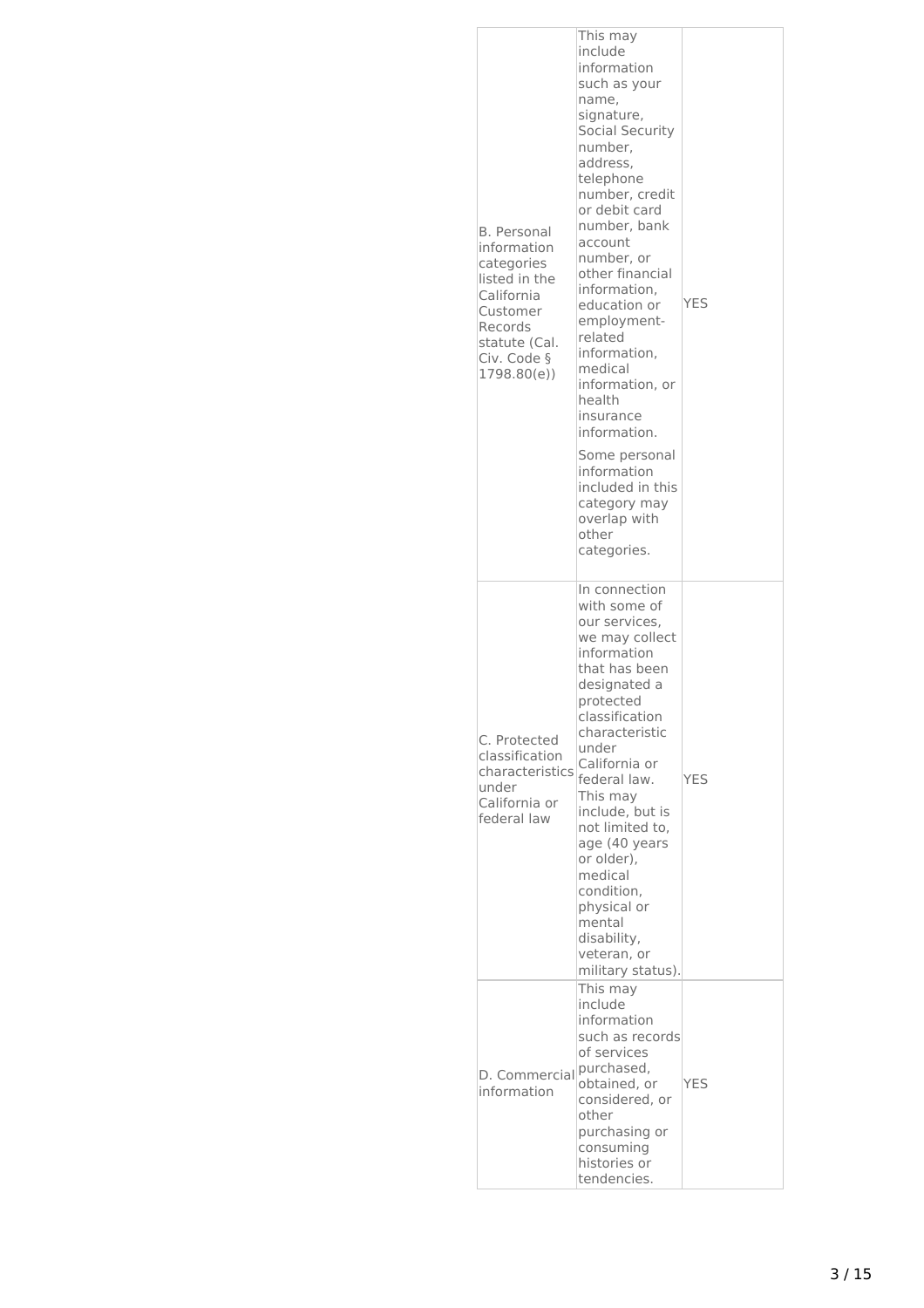| | | |
|---|---|---|
| B. Personal information categories listed in the California Customer Records statute (Cal. Civ. Code § 1798.80(e)) | This may include information such as your name, signature, Social Security number, address, telephone number, credit or debit card number, bank account number, or other financial information, education or employment-related information, medical information, or health insurance information.<br><br>Some personal information included in this category may overlap with other categories. | YES |
| C. Protected classification characteristics under California or federal law | In connection with some of our services, we may collect information that has been designated a protected classification characteristic under California or federal law. This may include, but is not limited to, age (40 years or older), medical condition, physical or mental disability, veteran, or military status). | YES |
| D. Commercial information | This may include information such as records of services purchased, obtained, or considered, or other purchasing or consuming histories or tendencies. | YES |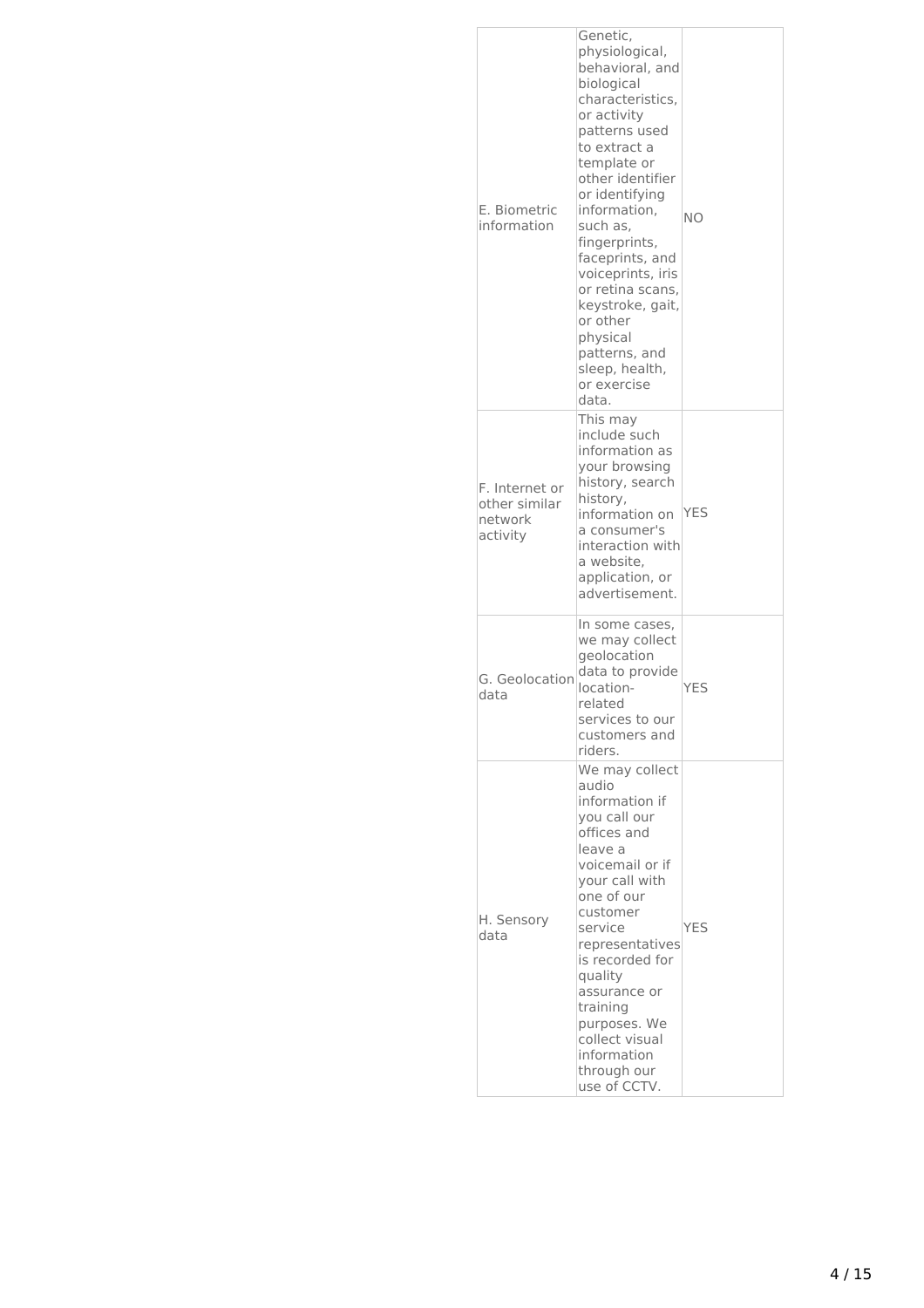| | | |
|---|---|---|
| E. Biometric information | Genetic, physiological, behavioral, and biological characteristics, or activity patterns used to extract a template or other identifier or identifying information, such as, fingerprints, faceprints, and voiceprints, iris or retina scans, keystroke, gait, or other physical patterns, and sleep, health, or exercise data. | NO |
| F. Internet or other similar network activity | This may include such information as your browsing history, search history, information on a consumer's interaction with a website, application, or advertisement. | YES |
| G. Geolocation data | In some cases, we may collect geolocation data to provide location-related services to our customers and riders. | YES |
| H. Sensory data | We may collect audio information if you call our offices and leave a voicemail or if your call with one of our customer service representatives is recorded for quality assurance or training purposes. We collect visual information through our use of CCTV. | YES |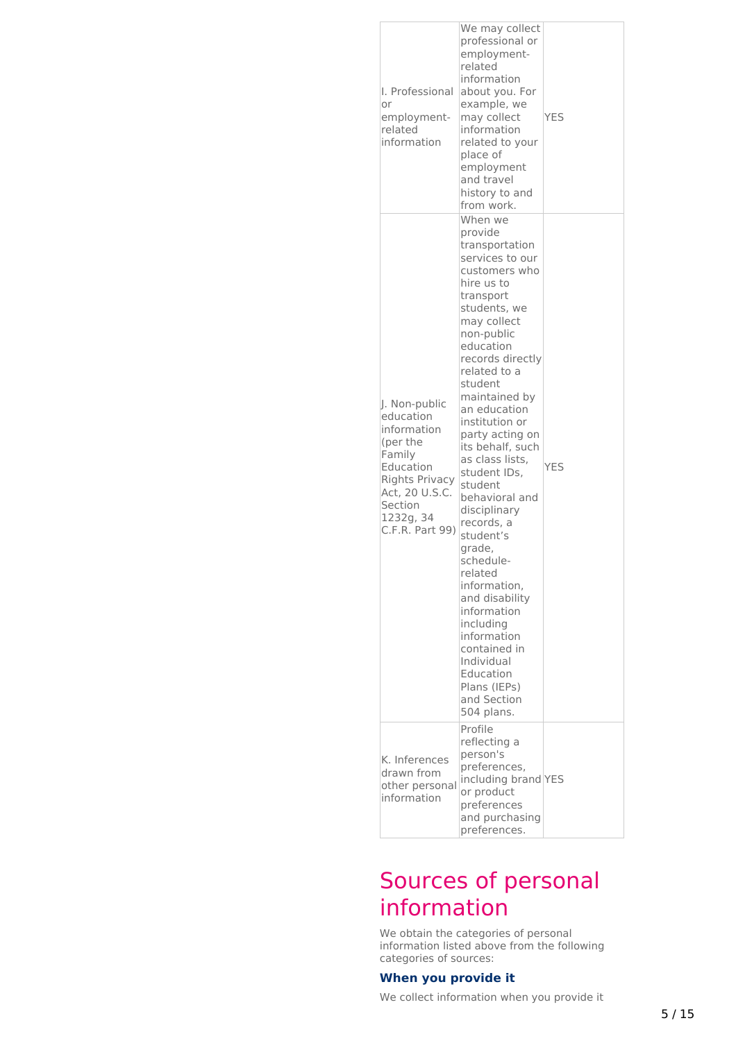| | | |
|---|---|---|
| I. Professional or employment-related information | We may collect professional or employment-related information about you. For example, we may collect information related to your place of employment and travel history to and from work. | YES |
| J. Non-public education information (per the Family Education Rights Privacy Act, 20 U.S.C. Section 1232g, 34 C.F.R. Part 99) | When we provide transportation services to our customers who hire us to transport students, we may collect non-public education records directly related to a student maintained by an education institution or party acting on its behalf, such as class lists, student IDs, student behavioral and disciplinary records, a student's grade, schedule-related information, and disability information including information contained in Individual Education Plans (IEPs) and Section 504 plans. | YES |
| K. Inferences drawn from other personal information | Profile reflecting a person's preferences, including brand or product preferences and purchasing preferences. | YES |

# Sources of personal information

We obtain the categories of personal information listed above from the following categories of sources:

### When you provide it

We collect information when you provide it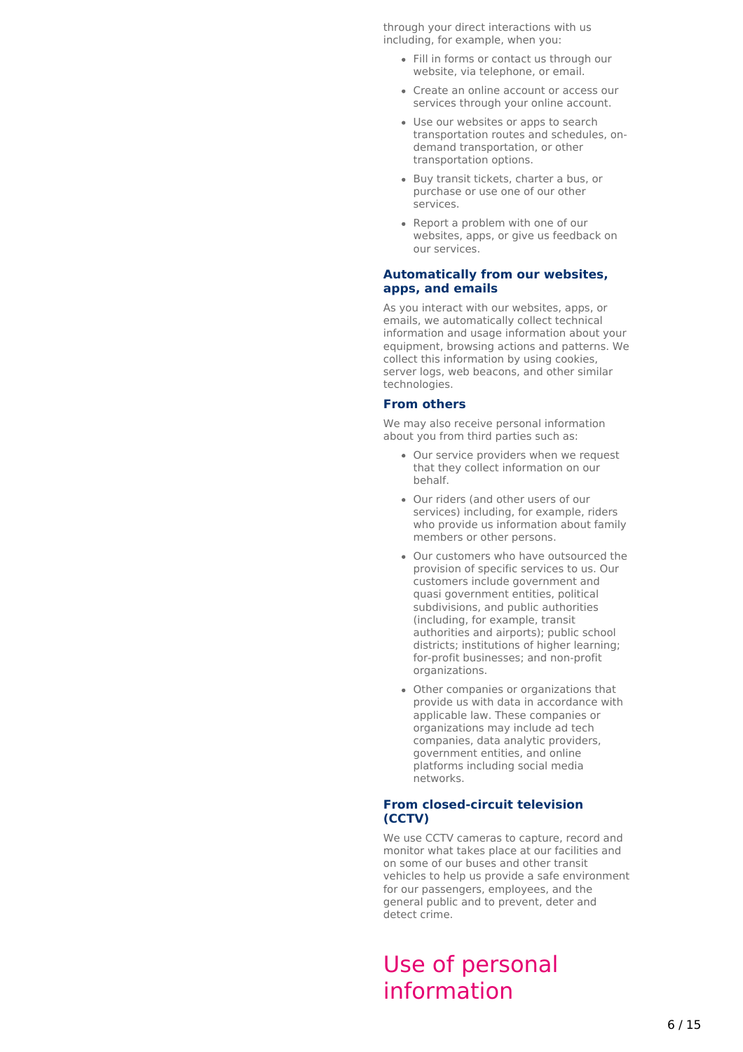through your direct interactions with us including, for example, when you:

- Fill in forms or contact us through our website, via telephone, or email.
- Create an online account or access our services through your online account.
- Use our websites or apps to search transportation routes and schedules, on-demand transportation, or other transportation options.
- Buy transit tickets, charter a bus, or purchase or use one of our other services.
- Report a problem with one of our websites, apps, or give us feedback on our services.

### Automatically from our websites, apps, and emails

As you interact with our websites, apps, or emails, we automatically collect technical information and usage information about your equipment, browsing actions and patterns. We collect this information by using cookies, server logs, web beacons, and other similar technologies.

### From others

We may also receive personal information about you from third parties such as:

- Our service providers when we request that they collect information on our behalf.
- Our riders (and other users of our services) including, for example, riders who provide us information about family members or other persons.
- Our customers who have outsourced the provision of specific services to us. Our customers include government and quasi government entities, political subdivisions, and public authorities (including, for example, transit authorities and airports); public school districts; institutions of higher learning; for-profit businesses; and non-profit organizations.
- Other companies or organizations that provide us with data in accordance with applicable law. These companies or organizations may include ad tech companies, data analytic providers, government entities, and online platforms including social media networks.

### From closed-circuit television (CCTV)

We use CCTV cameras to capture, record and monitor what takes place at our facilities and on some of our buses and other transit vehicles to help us provide a safe environment for our passengers, employees, and the general public and to prevent, deter and detect crime.

## Use of personal information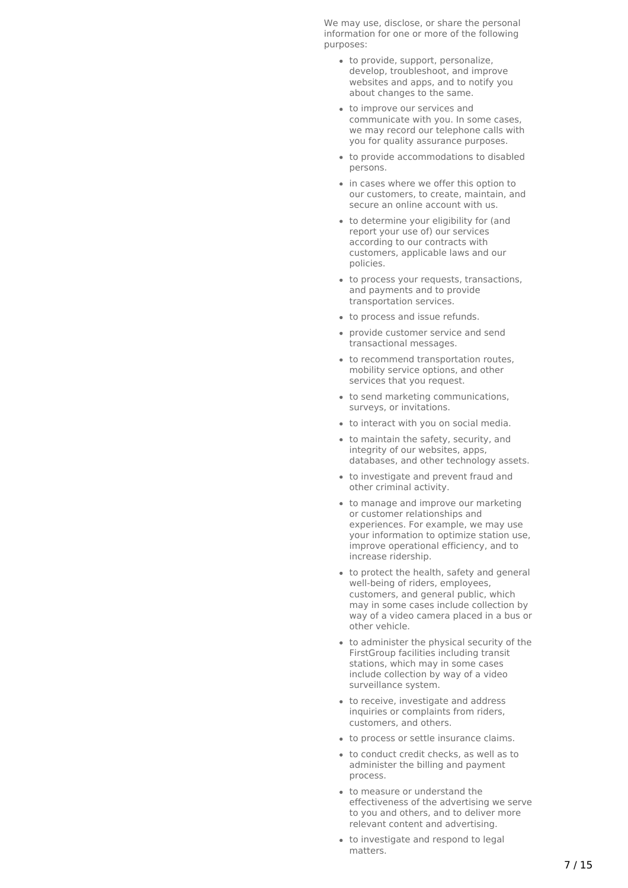We may use, disclose, or share the personal information for one or more of the following purposes:

- to provide, support, personalize, develop, troubleshoot, and improve websites and apps, and to notify you about changes to the same.
- to improve our services and communicate with you. In some cases, we may record our telephone calls with you for quality assurance purposes.
- to provide accommodations to disabled persons.
- in cases where we offer this option to our customers, to create, maintain, and secure an online account with us.
- to determine your eligibility for (and report your use of) our services according to our contracts with customers, applicable laws and our policies.
- to process your requests, transactions, and payments and to provide transportation services.
- to process and issue refunds.
- provide customer service and send transactional messages.
- to recommend transportation routes, mobility service options, and other services that you request.
- to send marketing communications, surveys, or invitations.
- to interact with you on social media.
- to maintain the safety, security, and integrity of our websites, apps, databases, and other technology assets.
- to investigate and prevent fraud and other criminal activity.
- to manage and improve our marketing or customer relationships and experiences. For example, we may use your information to optimize station use, improve operational efficiency, and to increase ridership.
- to protect the health, safety and general well-being of riders, employees, customers, and general public, which may in some cases include collection by way of a video camera placed in a bus or other vehicle.
- to administer the physical security of the FirstGroup facilities including transit stations, which may in some cases include collection by way of a video surveillance system.
- to receive, investigate and address inquiries or complaints from riders, customers, and others.
- to process or settle insurance claims.
- to conduct credit checks, as well as to administer the billing and payment process.
- to measure or understand the effectiveness of the advertising we serve to you and others, and to deliver more relevant content and advertising.
- to investigate and respond to legal matters.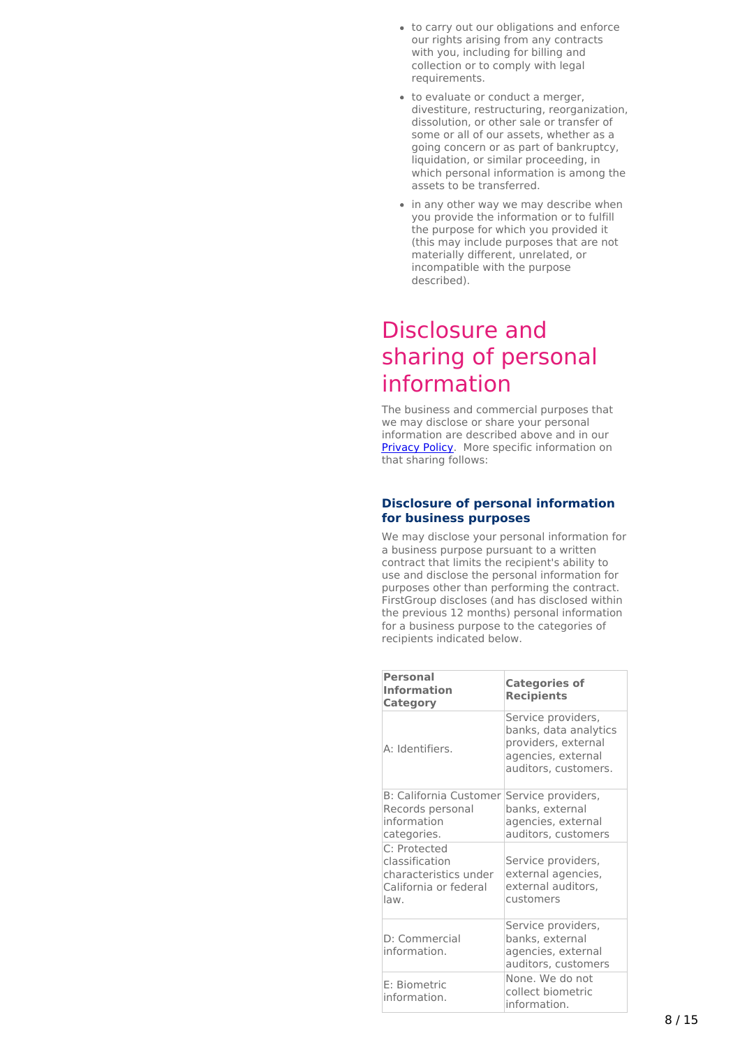- to carry out our obligations and enforce our rights arising from any contracts with you, including for billing and collection or to comply with legal requirements.
- to evaluate or conduct a merger, divestiture, restructuring, reorganization, dissolution, or other sale or transfer of some or all of our assets, whether as a going concern or as part of bankruptcy, liquidation, or similar proceeding, in which personal information is among the assets to be transferred.
- in any other way we may describe when you provide the information or to fulfill the purpose for which you provided it (this may include purposes that are not materially different, unrelated, or incompatible with the purpose described).

# Disclosure and sharing of personal information

The business and commercial purposes that we may disclose or share your personal information are described above and in our [Privacy Policy](). More specific information on that sharing follows:

### Disclosure of personal information for business purposes

We may disclose your personal information for a business purpose pursuant to a written contract that limits the recipient's ability to use and disclose the personal information for purposes other than performing the contract. FirstGroup discloses (and has disclosed within the previous 12 months) personal information for a business purpose to the categories of recipients indicated below.

| Personal Information Category | Categories of Recipients |
| --- | --- |
| A: Identifiers. | Service providers, banks, data analytics providers, external agencies, external auditors, customers. |
| B: California Customer Records personal information categories. | Service providers, banks, external agencies, external auditors, customers |
| C: Protected classification characteristics under California or federal law. | Service providers, external agencies, external auditors, customers |
| D: Commercial information. | Service providers, banks, external agencies, external auditors, customers |
| E: Biometric information. | None. We do not collect biometric information. |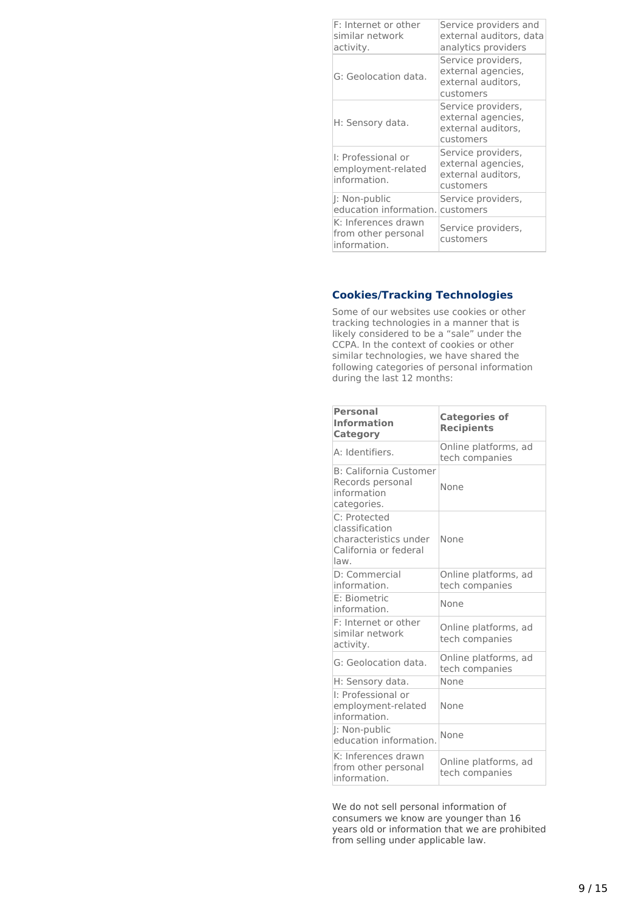| | |
|---|---|
| F: Internet or other similar network activity. | Service providers and external auditors, data analytics providers |
| G: Geolocation data. | Service providers, external agencies, external auditors, customers |
| H: Sensory data. | Service providers, external agencies, external auditors, customers |
| I: Professional or employment-related information. | Service providers, external agencies, external auditors, customers |
| J: Non-public education information. | Service providers, customers |
| K: Inferences drawn from other personal information. | Service providers, customers |

### Cookies/Tracking Technologies

Some of our websites use cookies or other tracking technologies in a manner that is likely considered to be a "sale" under the CCPA. In the context of cookies or other similar technologies, we have shared the following categories of personal information during the last 12 months:

| Personal Information Category | Categories of Recipients |
|---|---|
| A: Identifiers. | Online platforms, ad tech companies |
| B: California Customer Records personal information categories. | None |
| C: Protected classification characteristics under California or federal law. | None |
| D: Commercial information. | Online platforms, ad tech companies |
| E: Biometric information. | None |
| F: Internet or other similar network activity. | Online platforms, ad tech companies |
| G: Geolocation data. | Online platforms, ad tech companies |
| H: Sensory data. | None |
| I: Professional or employment-related information. | None |
| J: Non-public education information. | None |
| K: Inferences drawn from other personal information. | Online platforms, ad tech companies |

We do not sell personal information of consumers we know are younger than 16 years old or information that we are prohibited from selling under applicable law.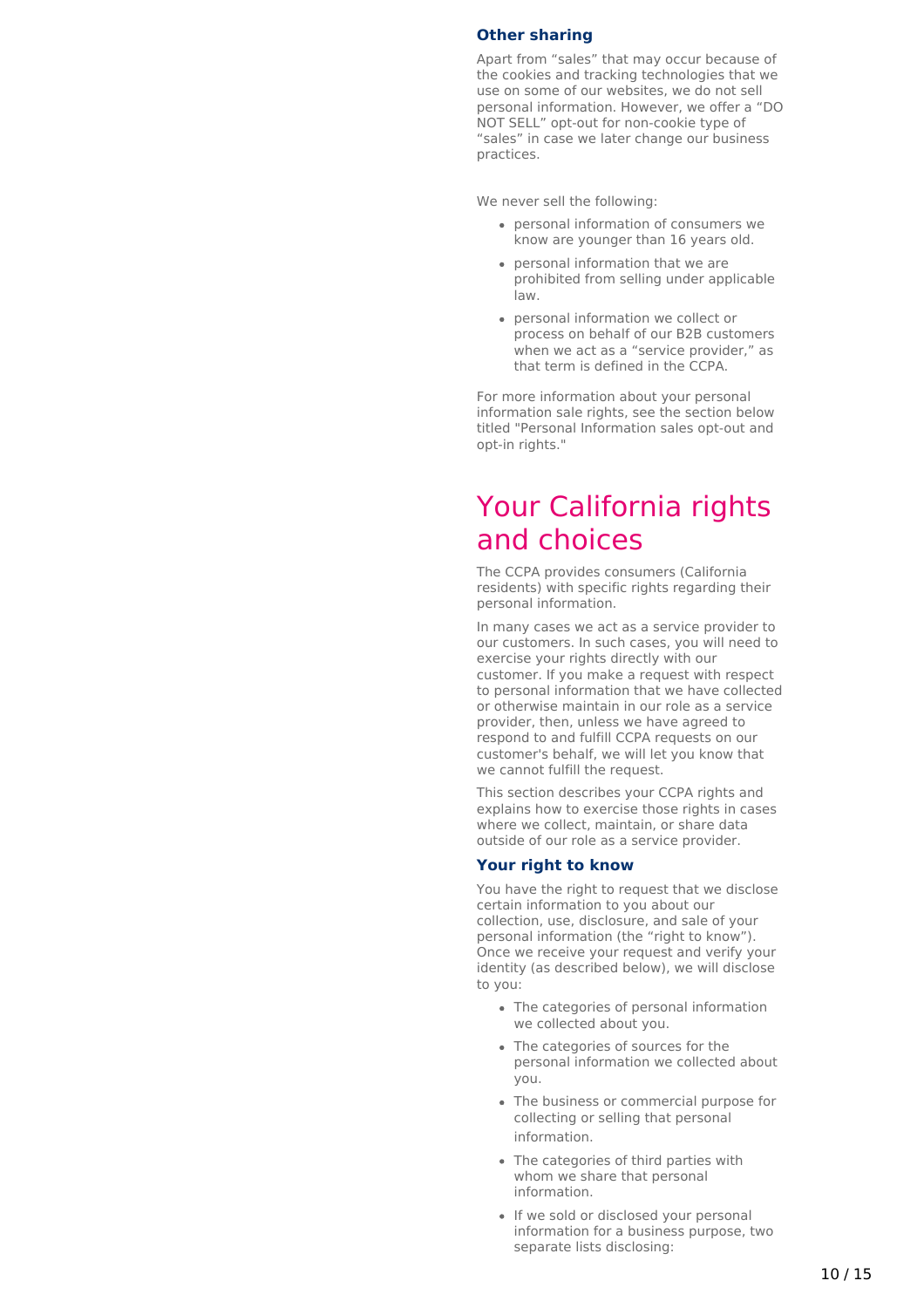### Other sharing

Apart from "sales" that may occur because of the cookies and tracking technologies that we use on some of our websites, we do not sell personal information. However, we offer a "DO NOT SELL" opt-out for non-cookie type of "sales" in case we later change our business practices.

We never sell the following:

- personal information of consumers we know are younger than 16 years old.
- personal information that we are prohibited from selling under applicable law.
- personal information we collect or process on behalf of our B2B customers when we act as a "service provider," as that term is defined in the CCPA.

For more information about your personal information sale rights, see the section below titled "Personal Information sales opt-out and opt-in rights."

## Your California rights and choices

The CCPA provides consumers (California residents) with specific rights regarding their personal information.

In many cases we act as a service provider to our customers. In such cases, you will need to exercise your rights directly with our customer. If you make a request with respect to personal information that we have collected or otherwise maintain in our role as a service provider, then, unless we have agreed to respond to and fulfill CCPA requests on our customer's behalf, we will let you know that we cannot fulfill the request.

This section describes your CCPA rights and explains how to exercise those rights in cases where we collect, maintain, or share data outside of our role as a service provider.

### Your right to know

You have the right to request that we disclose certain information to you about our collection, use, disclosure, and sale of your personal information (the "right to know"). Once we receive your request and verify your identity (as described below), we will disclose to you:

- The categories of personal information we collected about you.
- The categories of sources for the personal information we collected about you.
- The business or commercial purpose for collecting or selling that personal information.
- The categories of third parties with whom we share that personal information.
- If we sold or disclosed your personal information for a business purpose, two separate lists disclosing: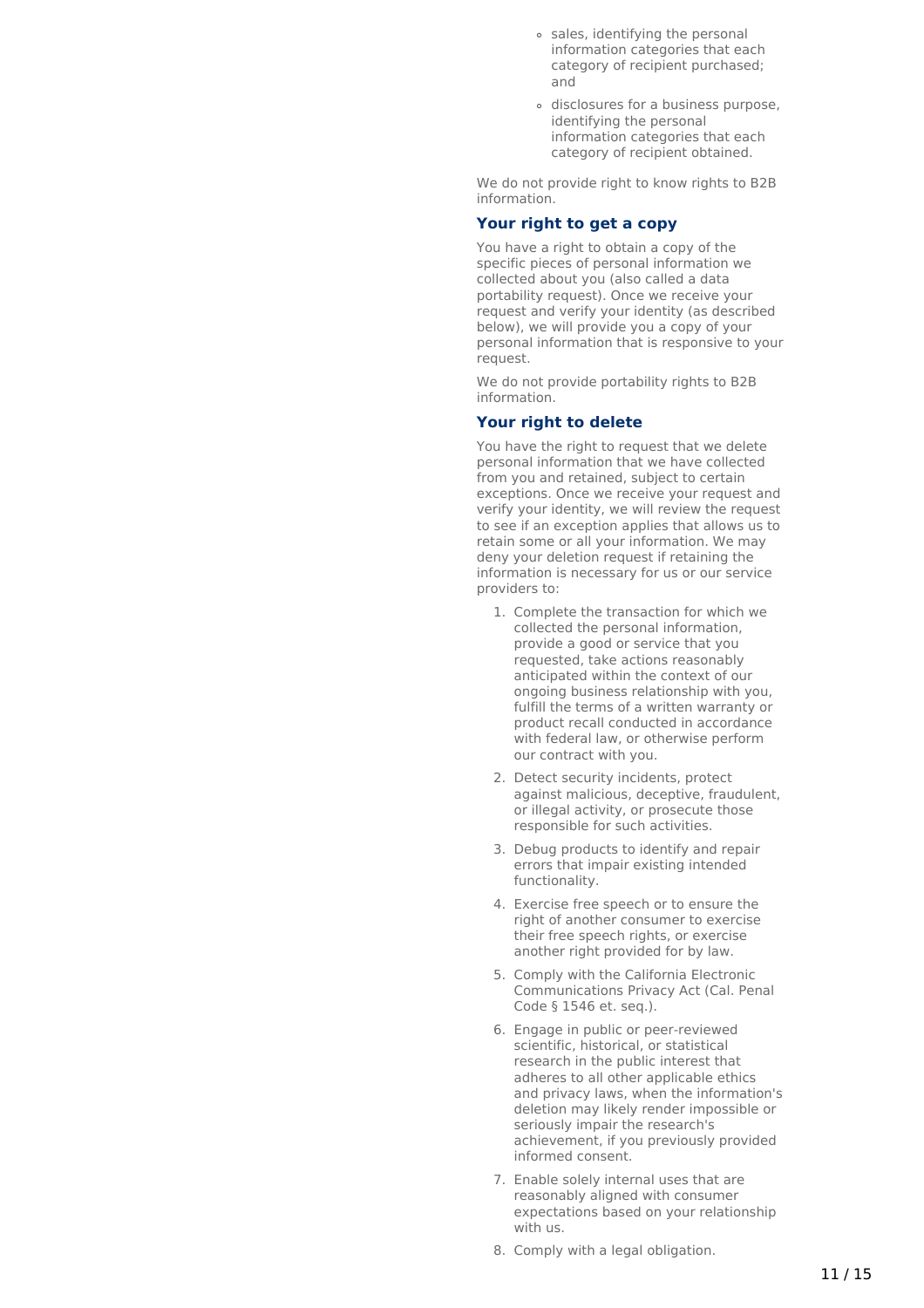- sales, identifying the personal information categories that each category of recipient purchased; and
- disclosures for a business purpose, identifying the personal information categories that each category of recipient obtained.

We do not provide right to know rights to B2B information.

### Your right to get a copy

You have a right to obtain a copy of the specific pieces of personal information we collected about you (also called a data portability request). Once we receive your request and verify your identity (as described below), we will provide you a copy of your personal information that is responsive to your request.

We do not provide portability rights to B2B information.

### Your right to delete

You have the right to request that we delete personal information that we have collected from you and retained, subject to certain exceptions. Once we receive your request and verify your identity, we will review the request to see if an exception applies that allows us to retain some or all your information. We may deny your deletion request if retaining the information is necessary for us or our service providers to:

1. Complete the transaction for which we collected the personal information, provide a good or service that you requested, take actions reasonably anticipated within the context of our ongoing business relationship with you, fulfill the terms of a written warranty or product recall conducted in accordance with federal law, or otherwise perform our contract with you.
2. Detect security incidents, protect against malicious, deceptive, fraudulent, or illegal activity, or prosecute those responsible for such activities.
3. Debug products to identify and repair errors that impair existing intended functionality.
4. Exercise free speech or to ensure the right of another consumer to exercise their free speech rights, or exercise another right provided for by law.
5. Comply with the California Electronic Communications Privacy Act (Cal. Penal Code § 1546 et. seq.).
6. Engage in public or peer-reviewed scientific, historical, or statistical research in the public interest that adheres to all other applicable ethics and privacy laws, when the information's deletion may likely render impossible or seriously impair the research's achievement, if you previously provided informed consent.
7. Enable solely internal uses that are reasonably aligned with consumer expectations based on your relationship with us.
8. Comply with a legal obligation.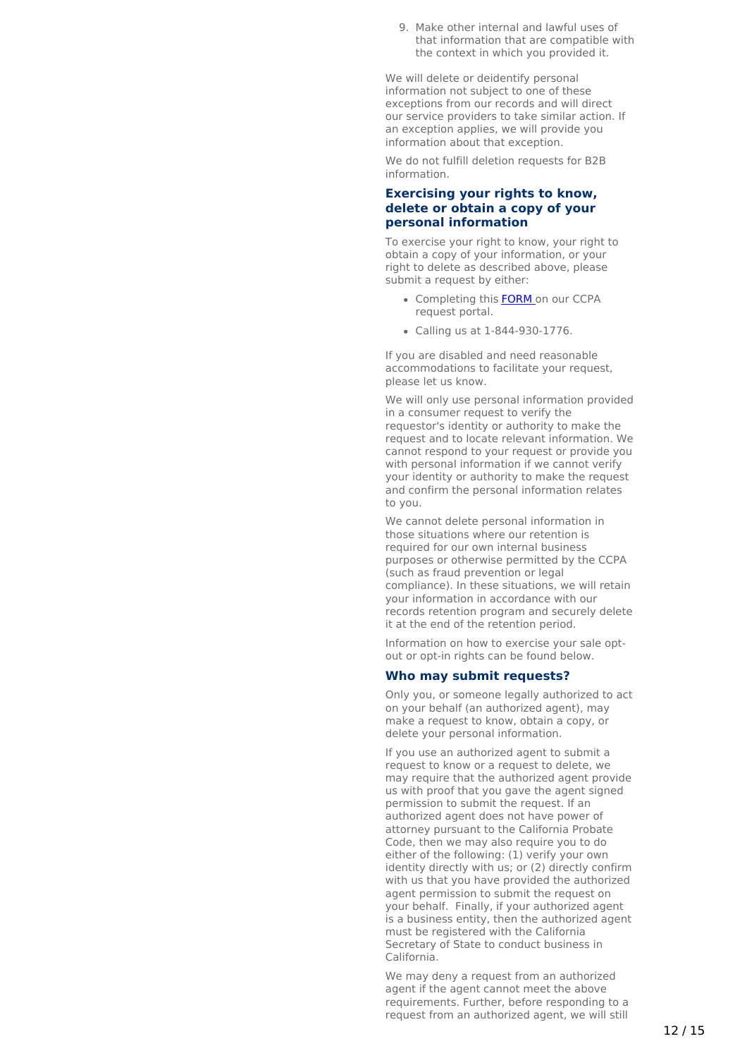9. Make other internal and lawful uses of that information that are compatible with the context in which you provided it.

We will delete or deidentify personal information not subject to one of these exceptions from our records and will direct our service providers to take similar action. If an exception applies, we will provide you information about that exception.

We do not fulfill deletion requests for B2B information.

### Exercising your rights to know, delete or obtain a copy of your personal information

To exercise your right to know, your right to obtain a copy of your information, or your right to delete as described above, please submit a request by either:

- Completing this [FORM] on our CCPA request portal.
- Calling us at 1-844-930-1776.

If you are disabled and need reasonable accommodations to facilitate your request, please let us know.

We will only use personal information provided in a consumer request to verify the requestor's identity or authority to make the request and to locate relevant information. We cannot respond to your request or provide you with personal information if we cannot verify your identity or authority to make the request and confirm the personal information relates to you.

We cannot delete personal information in those situations where our retention is required for our own internal business purposes or otherwise permitted by the CCPA (such as fraud prevention or legal compliance). In these situations, we will retain your information in accordance with our records retention program and securely delete it at the end of the retention period.

Information on how to exercise your sale opt-out or opt-in rights can be found below.

### Who may submit requests?

Only you, or someone legally authorized to act on your behalf (an authorized agent), may make a request to know, obtain a copy, or delete your personal information.

If you use an authorized agent to submit a request to know or a request to delete, we may require that the authorized agent provide us with proof that you gave the agent signed permission to submit the request. If an authorized agent does not have power of attorney pursuant to the California Probate Code, then we may also require you to do either of the following: (1) verify your own identity directly with us; or (2) directly confirm with us that you have provided the authorized agent permission to submit the request on your behalf. Finally, if your authorized agent is a business entity, then the authorized agent must be registered with the California Secretary of State to conduct business in California.

We may deny a request from an authorized agent if the agent cannot meet the above requirements. Further, before responding to a request from an authorized agent, we will still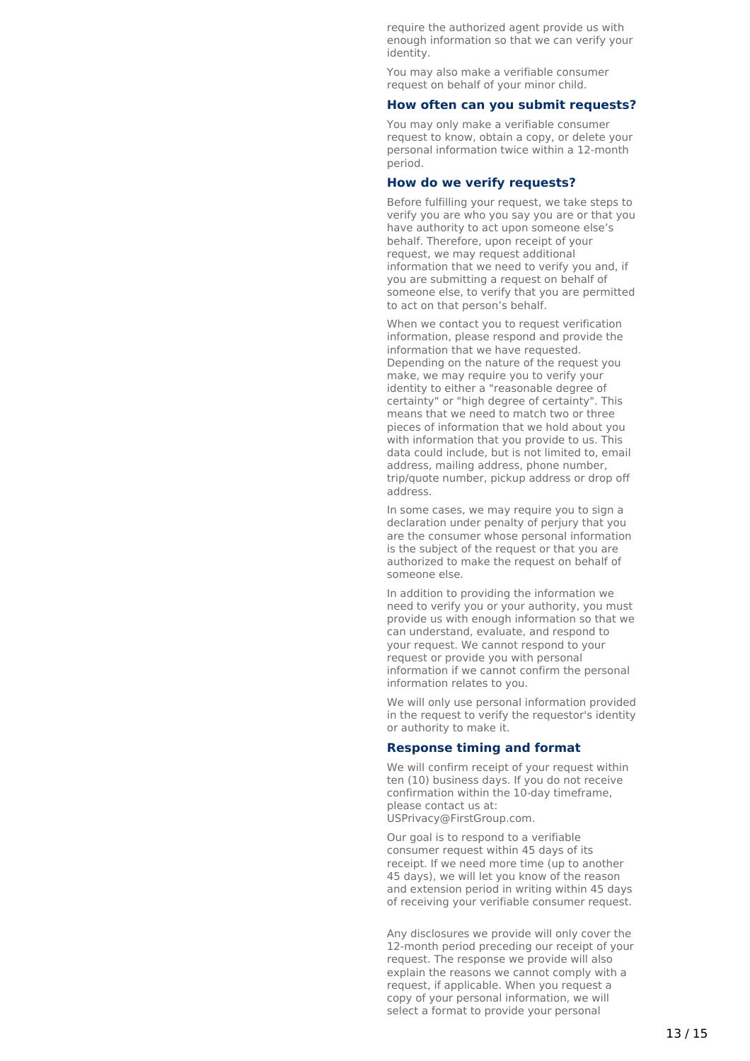require the authorized agent provide us with enough information so that we can verify your identity.

You may also make a verifiable consumer request on behalf of your minor child.

### How often can you submit requests?

You may only make a verifiable consumer request to know, obtain a copy, or delete your personal information twice within a 12-month period.

### How do we verify requests?

Before fulfilling your request, we take steps to verify you are who you say you are or that you have authority to act upon someone else's behalf. Therefore, upon receipt of your request, we may request additional information that we need to verify you and, if you are submitting a request on behalf of someone else, to verify that you are permitted to act on that person's behalf.

When we contact you to request verification information, please respond and provide the information that we have requested. Depending on the nature of the request you make, we may require you to verify your identity to either a "reasonable degree of certainty" or "high degree of certainty". This means that we need to match two or three pieces of information that we hold about you with information that you provide to us. This data could include, but is not limited to, email address, mailing address, phone number, trip/quote number, pickup address or drop off address.

In some cases, we may require you to sign a declaration under penalty of perjury that you are the consumer whose personal information is the subject of the request or that you are authorized to make the request on behalf of someone else.

In addition to providing the information we need to verify you or your authority, you must provide us with enough information so that we can understand, evaluate, and respond to your request. We cannot respond to your request or provide you with personal information if we cannot confirm the personal information relates to you.

We will only use personal information provided in the request to verify the requestor's identity or authority to make it.

### Response timing and format

We will confirm receipt of your request within ten (10) business days. If you do not receive confirmation within the 10-day timeframe, please contact us at: USPrivacy@FirstGroup.com.

Our goal is to respond to a verifiable consumer request within 45 days of its receipt. If we need more time (up to another 45 days), we will let you know of the reason and extension period in writing within 45 days of receiving your verifiable consumer request.

Any disclosures we provide will only cover the 12-month period preceding our receipt of your request. The response we provide will also explain the reasons we cannot comply with a request, if applicable. When you request a copy of your personal information, we will select a format to provide your personal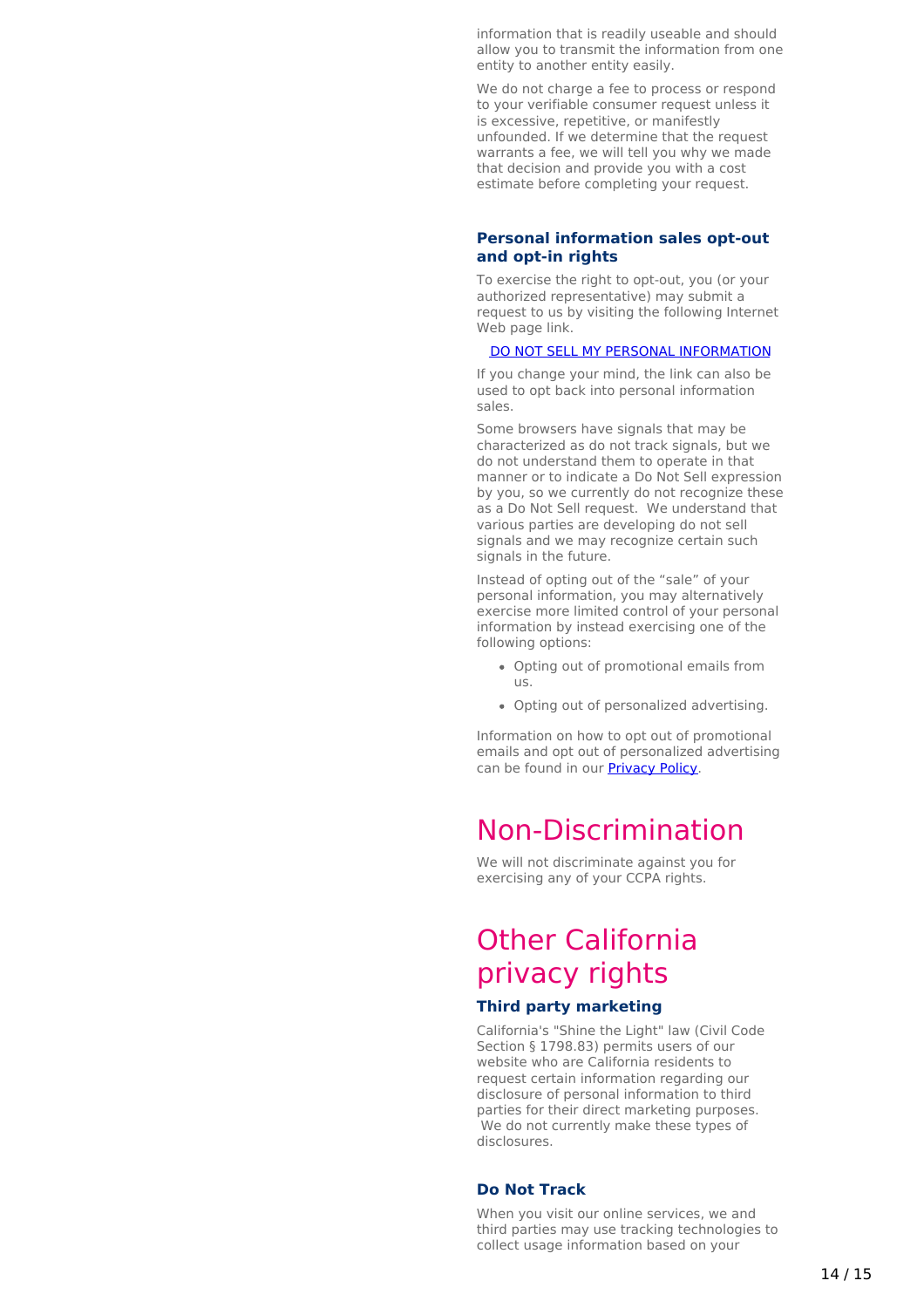information that is readily useable and should allow you to transmit the information from one entity to another entity easily.

We do not charge a fee to process or respond to your verifiable consumer request unless it is excessive, repetitive, or manifestly unfounded. If we determine that the request warrants a fee, we will tell you why we made that decision and provide you with a cost estimate before completing your request.

### Personal information sales opt-out and opt-in rights

To exercise the right to opt-out, you (or your authorized representative) may submit a request to us by visiting the following Internet Web page link.

[DO NOT SELL MY PERSONAL INFORMATION]

If you change your mind, the link can also be used to opt back into personal information sales.

Some browsers have signals that may be characterized as do not track signals, but we do not understand them to operate in that manner or to indicate a Do Not Sell expression by you, so we currently do not recognize these as a Do Not Sell request. We understand that various parties are developing do not sell signals and we may recognize certain such signals in the future.

Instead of opting out of the "sale" of your personal information, you may alternatively exercise more limited control of your personal information by instead exercising one of the following options:

- Opting out of promotional emails from us.
- Opting out of personalized advertising.

Information on how to opt out of promotional emails and opt out of personalized advertising can be found in our [Privacy Policy].

## Non-Discrimination

We will not discriminate against you for exercising any of your CCPA rights.

## Other California privacy rights

### Third party marketing

California's "Shine the Light" law (Civil Code Section § 1798.83) permits users of our website who are California residents to request certain information regarding our disclosure of personal information to third parties for their direct marketing purposes. We do not currently make these types of disclosures.

### Do Not Track

When you visit our online services, we and third parties may use tracking technologies to collect usage information based on your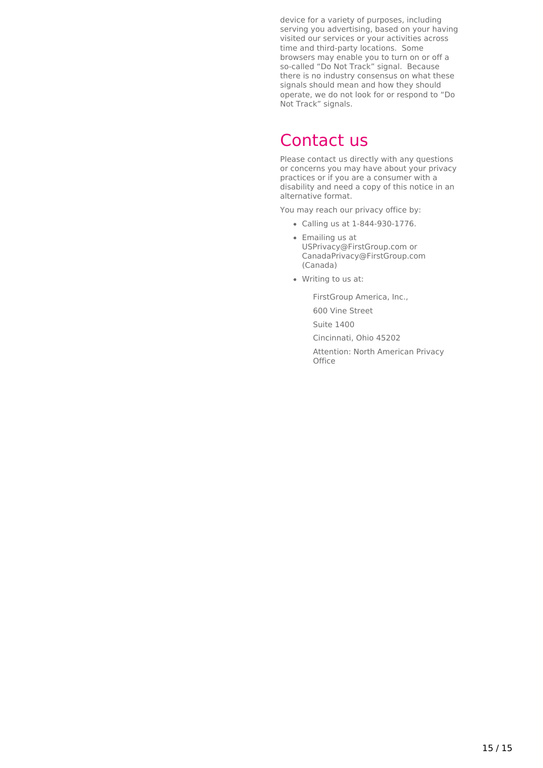device for a variety of purposes, including serving you advertising, based on your having visited our services or your activities across time and third-party locations.  Some browsers may enable you to turn on or off a so-called "Do Not Track" signal.  Because there is no industry consensus on what these signals should mean and how they should operate, we do not look for or respond to "Do Not Track" signals.

## Contact us

Please contact us directly with any questions or concerns you may have about your privacy practices or if you are a consumer with a disability and need a copy of this notice in an alternative format.

You may reach our privacy office by:

- Calling us at 1-844-930-1776.
- Emailing us at USPrivacy@FirstGroup.com or CanadaPrivacy@FirstGroup.com (Canada)
- Writing to us at:

  FirstGroup America, Inc.,

  600 Vine Street

  Suite 1400

  Cincinnati, Ohio 45202

  Attention: North American Privacy Office